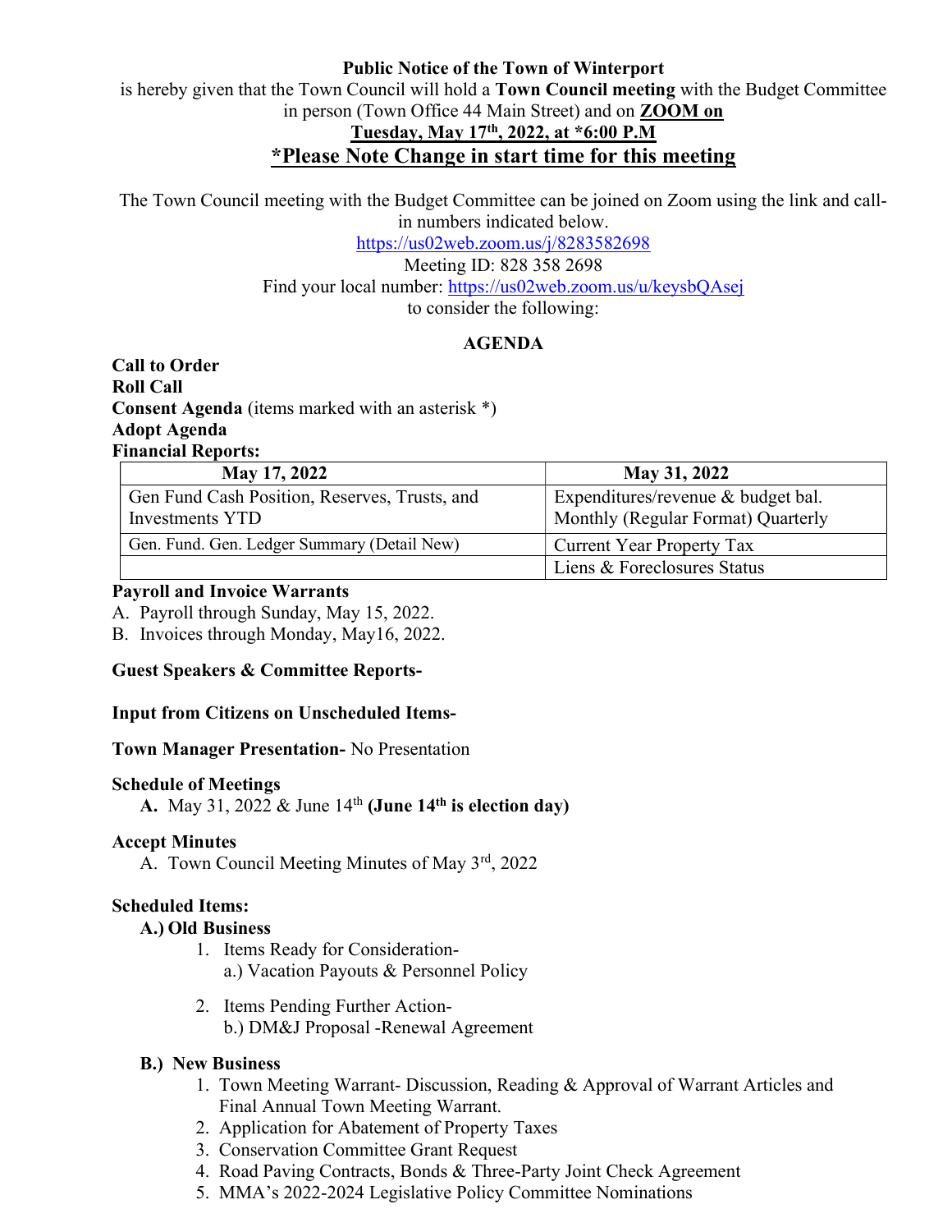**Public Notice of the Town of Winterport**

is hereby given that the Town Council will hold a **Town Council meeting** with the Budget Committee in person (Town Office 44 Main Street) and on **ZOOM on Tuesday, May 17th, 2022, at *6:00 P.M**

**\*Please Note Change in start time for this meeting**

The Town Council meeting with the Budget Committee can be joined on Zoom using the link and call-in numbers indicated below.

https://us02web.zoom.us/j/8283582698

Meeting ID: 828 358 2698

Find your local number: https://us02web.zoom.us/u/keysbQAsej

to consider the following:

## AGENDA

**Call to Order**

**Roll Call**

**Consent Agenda** (items marked with an asterisk *)

**Adopt Agenda**

**Financial Reports:**

| May 17, 2022 | May 31, 2022 |
|---|---|
| Gen Fund Cash Position, Reserves, Trusts, and Investments YTD | Expenditures/revenue & budget bal. Monthly (Regular Format) Quarterly |
| Gen. Fund. Gen. Ledger Summary (Detail New) | Current Year Property Tax |
| | Liens & Foreclosures Status |

**Payroll and Invoice Warrants**

A. Payroll through Sunday, May 15, 2022.
B. Invoices through Monday, May16, 2022.

**Guest Speakers & Committee Reports-**

**Input from Citizens on Unscheduled Items-**

**Town Manager Presentation-** No Presentation

**Schedule of Meetings**

A. May 31, 2022 & June 14th **(June 14th is election day)**

**Accept Minutes**

A. Town Council Meeting Minutes of May 3rd, 2022

**Scheduled Items:**

**A.) Old Business**

1. Items Ready for Consideration-
   a.) Vacation Payouts & Personnel Policy

2. Items Pending Further Action-
   b.) DM&J Proposal -Renewal Agreement

**B.) New Business**

1. Town Meeting Warrant- Discussion, Reading & Approval of Warrant Articles and Final Annual Town Meeting Warrant.
2. Application for Abatement of Property Taxes
3. Conservation Committee Grant Request
4. Road Paving Contracts, Bonds & Three-Party Joint Check Agreement
5. MMA's 2022-2024 Legislative Policy Committee Nominations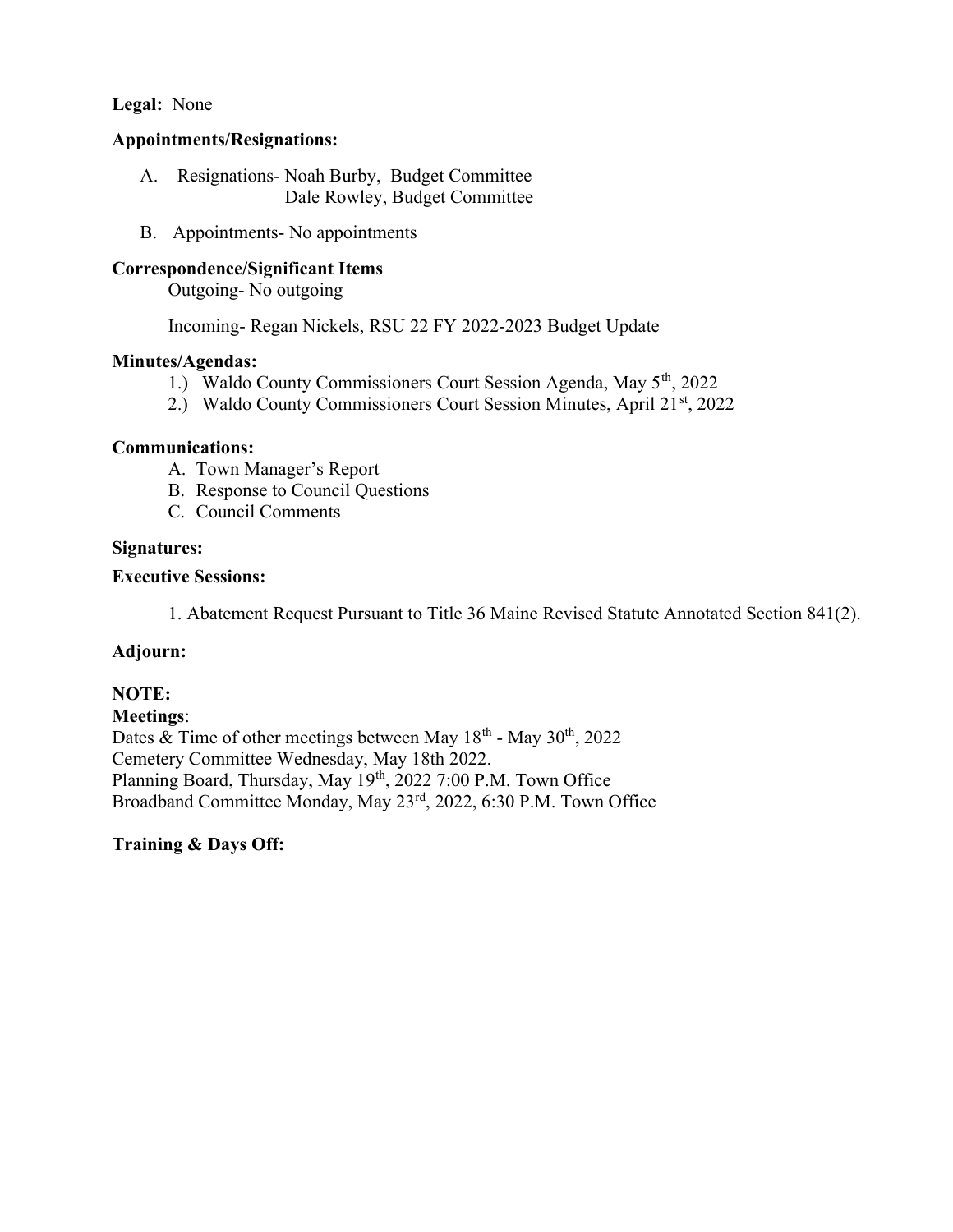**Legal:** None

**Appointments/Resignations:**

A. Resignations- Noah Burby, Budget Committee
   Dale Rowley, Budget Committee

B. Appointments- No appointments

**Correspondence/Significant Items**

Outgoing- No outgoing

Incoming- Regan Nickels, RSU 22 FY 2022-2023 Budget Update

**Minutes/Agendas:**

1.) Waldo County Commissioners Court Session Agenda, May 5th, 2022
2.) Waldo County Commissioners Court Session Minutes, April 21st, 2022

**Communications:**

A. Town Manager's Report
B. Response to Council Questions
C. Council Comments

**Signatures:**

**Executive Sessions:**

1. Abatement Request Pursuant to Title 36 Maine Revised Statute Annotated Section 841(2).

**Adjourn:**

**NOTE:**

**Meetings**:
Dates & Time of other meetings between May 18th - May 30th, 2022
Cemetery Committee Wednesday, May 18th 2022.
Planning Board, Thursday, May 19th, 2022 7:00 P.M. Town Office
Broadband Committee Monday, May 23rd, 2022, 6:30 P.M. Town Office

**Training & Days Off:**